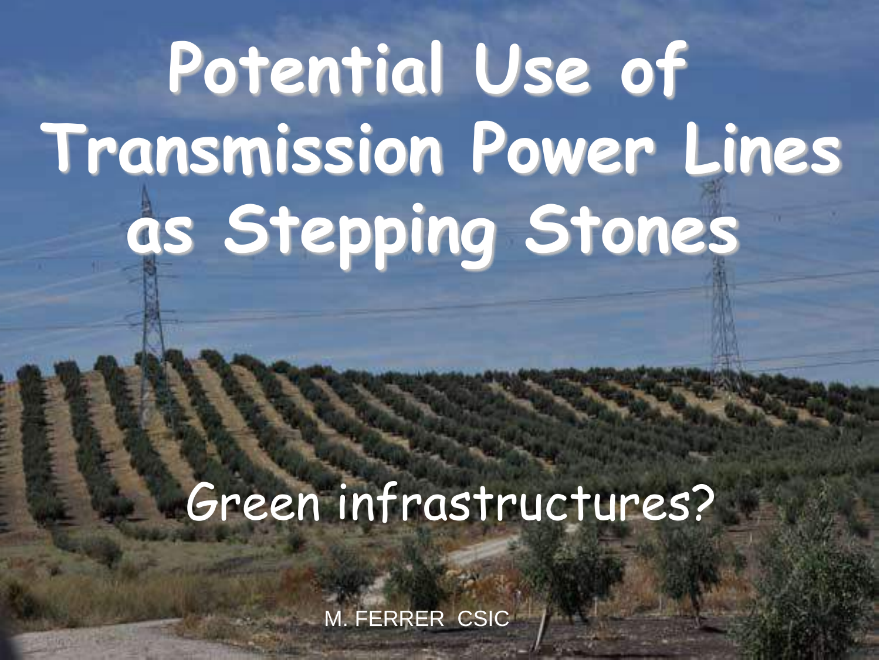# Potential Use of Transmission Power Lines as Stepping Stones

## Green infrastructures?

M. FERRER CSIC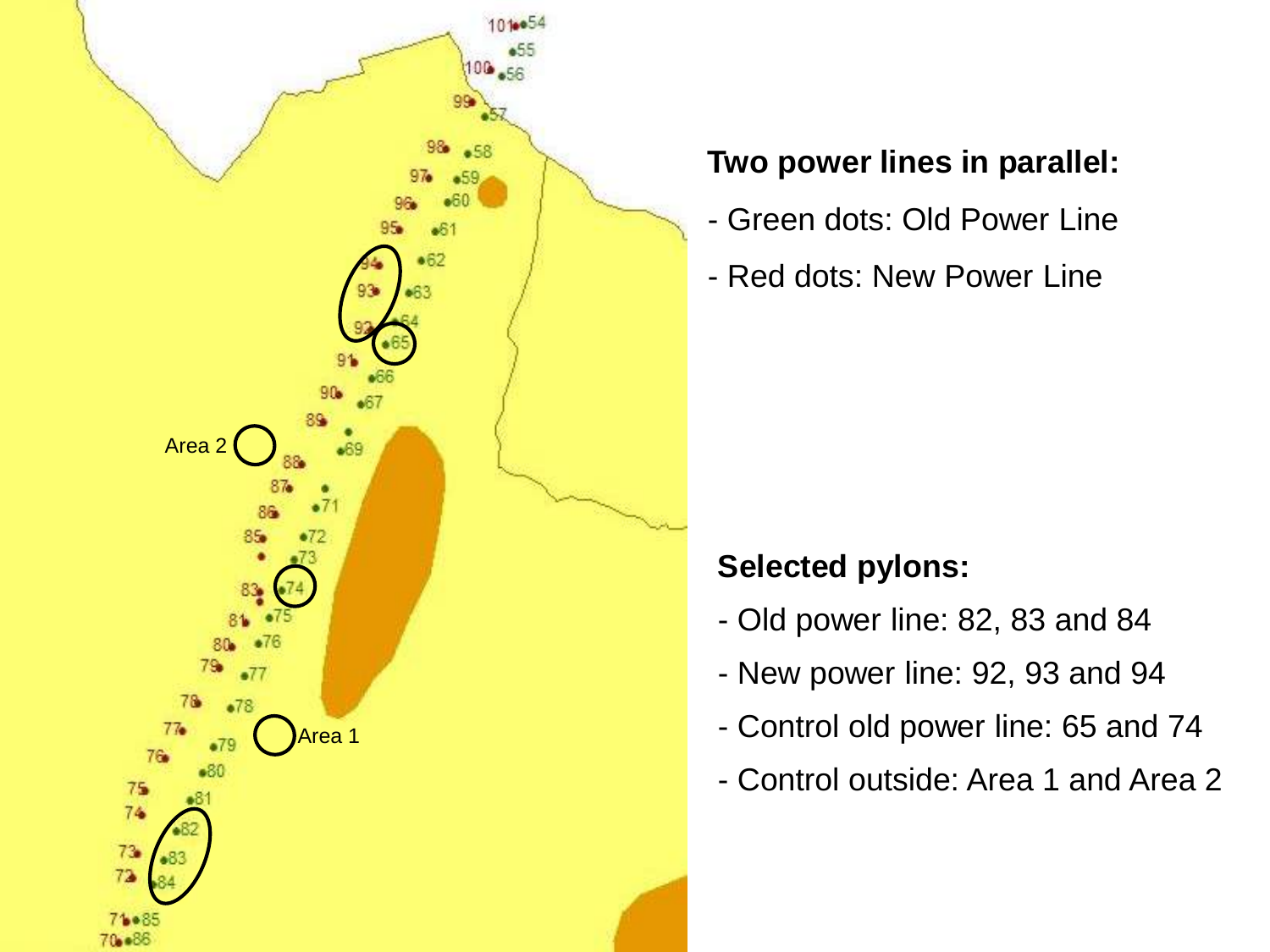**Two power lines in parallel:**

- Green dots: Old Power Line
- Red dots: New Power Line

**Selected pylons:**

- Old power line: 82, 83 and 84
- New power line: 92, 93 and 94
- Control old power line: 65 and 74
- Control outside: Area 1 and Area 2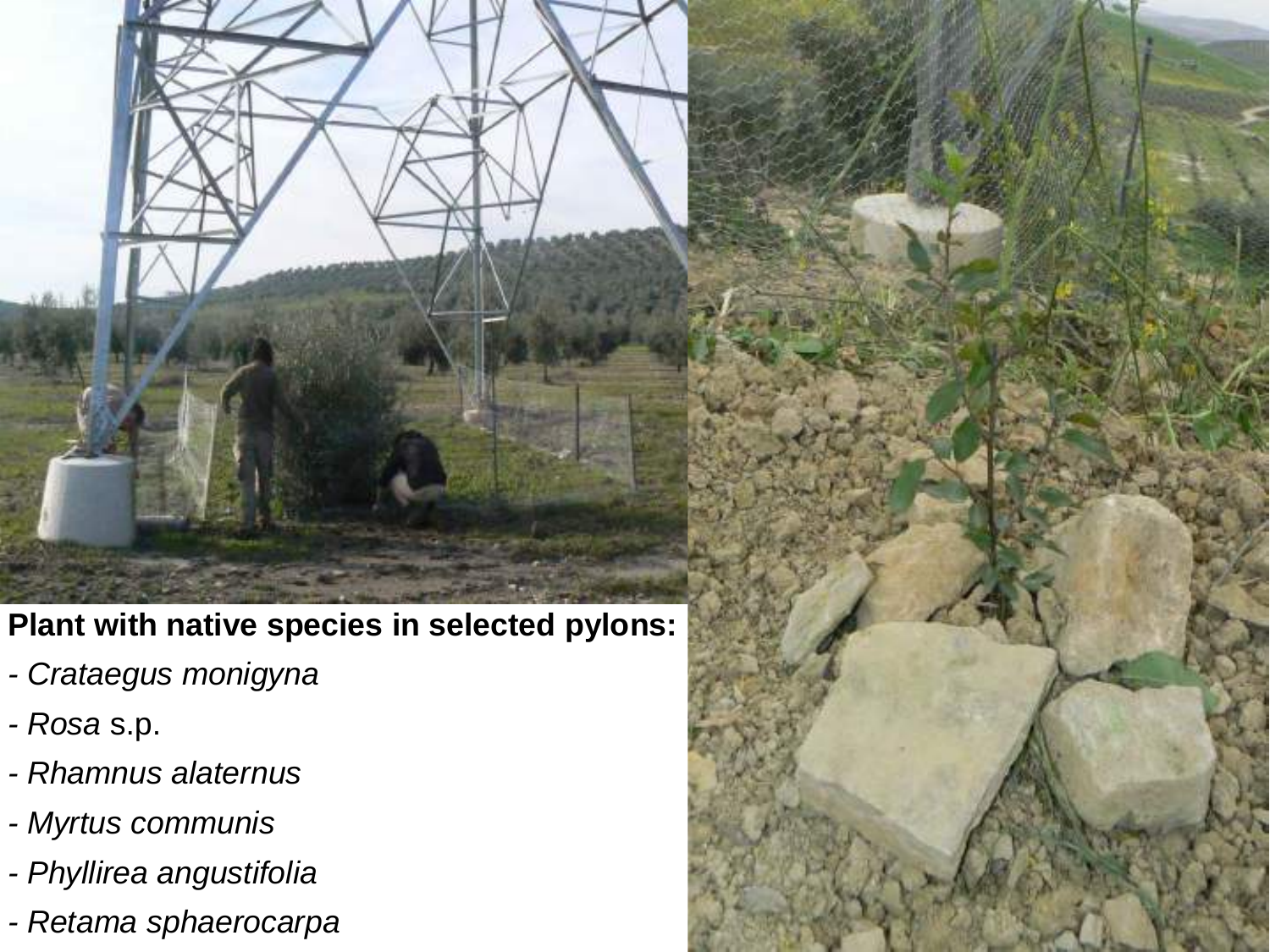**Plant with native species in selected pylons:**

- *Crataegus monigyna*
- *Rosa* s.p.
- *Rhamnus alaternus*
- *Myrtus communis*
- *Phyllirea angustifolia*
- *Retama sphaerocarpa*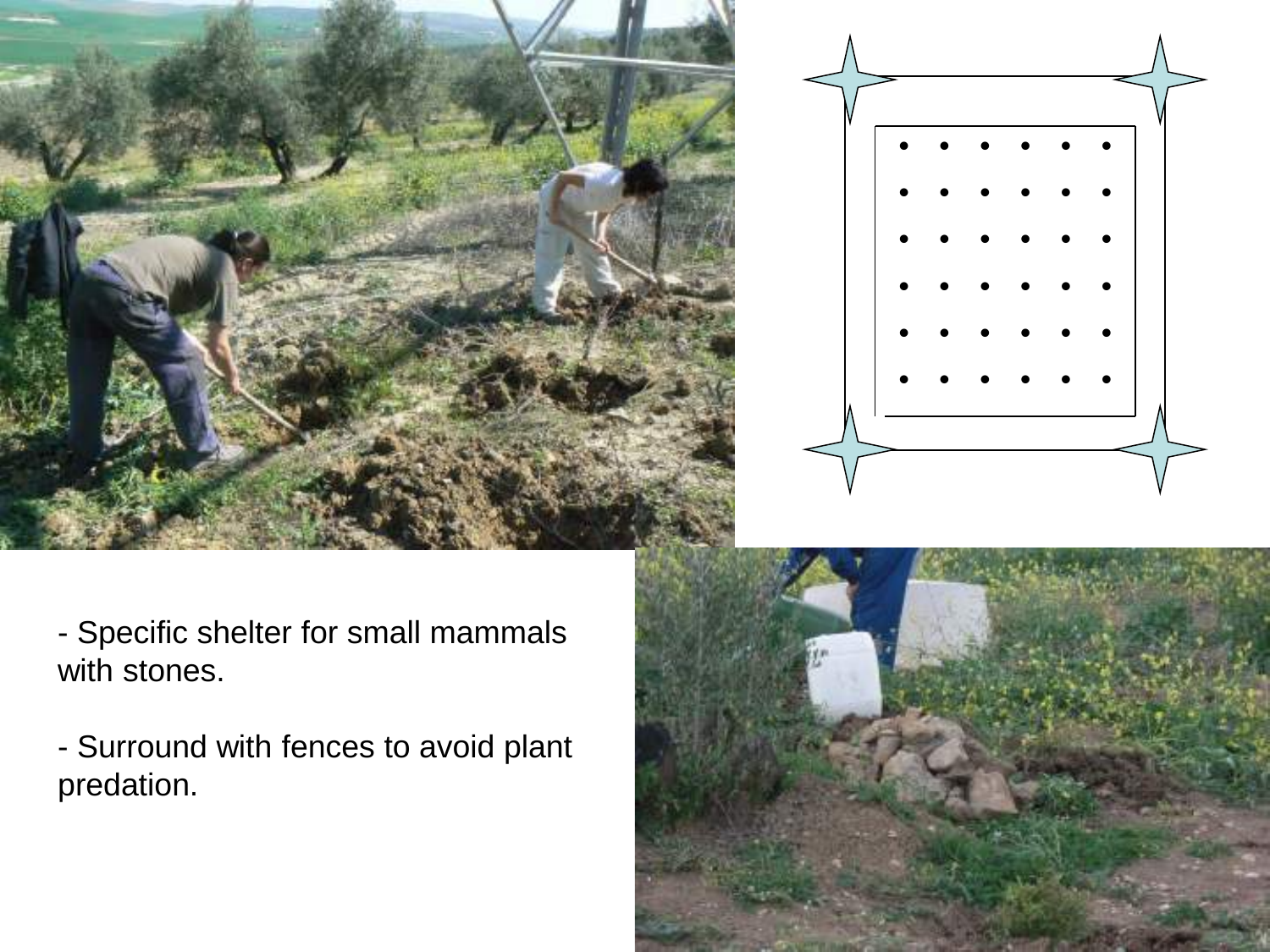- Specific shelter for small mammals with stones.

- Surround with fences to avoid plant predation.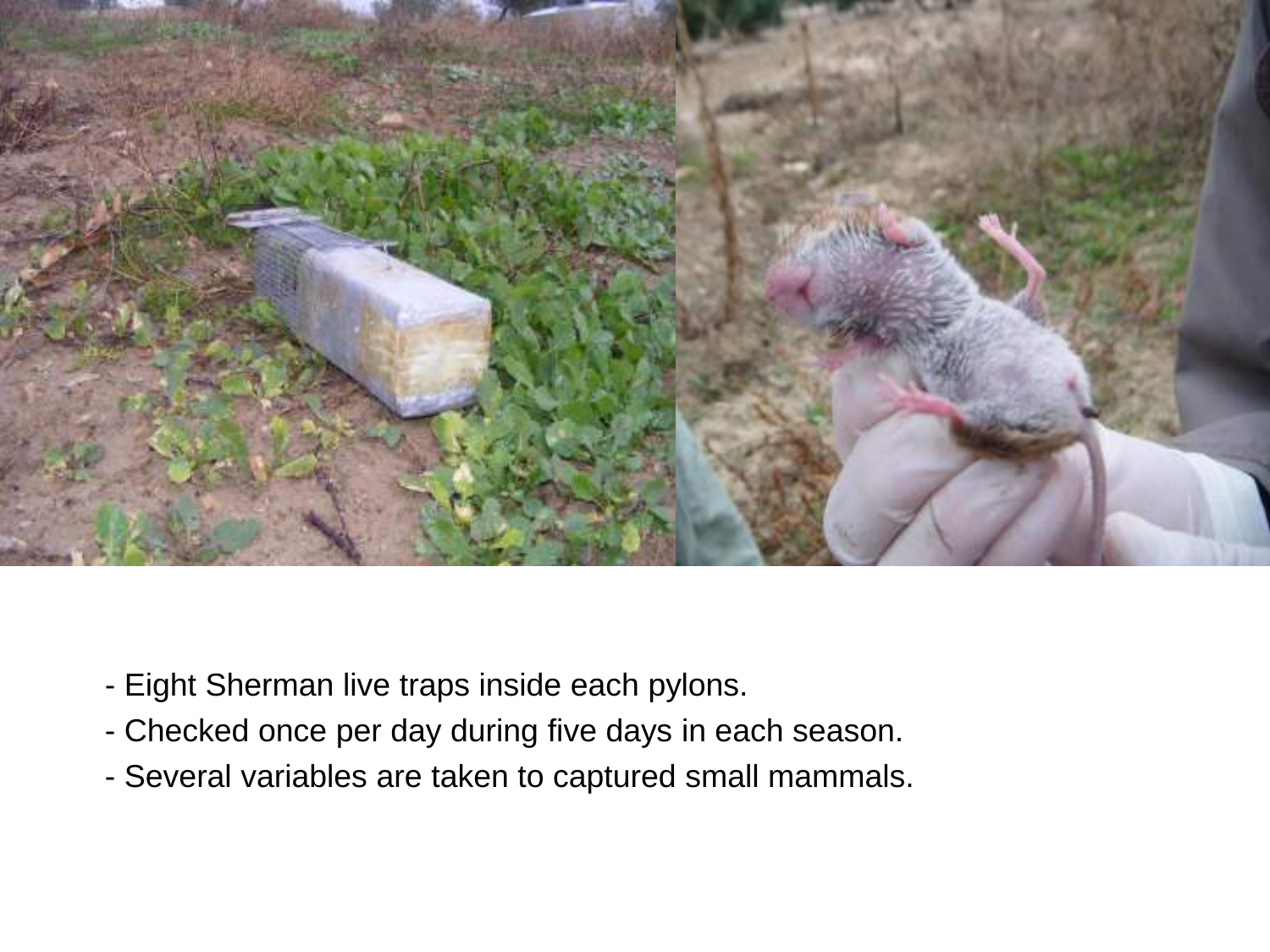- Eight Sherman live traps inside each pylons.
- Checked once per day during five days in each season.
- Several variables are taken to captured small mammals.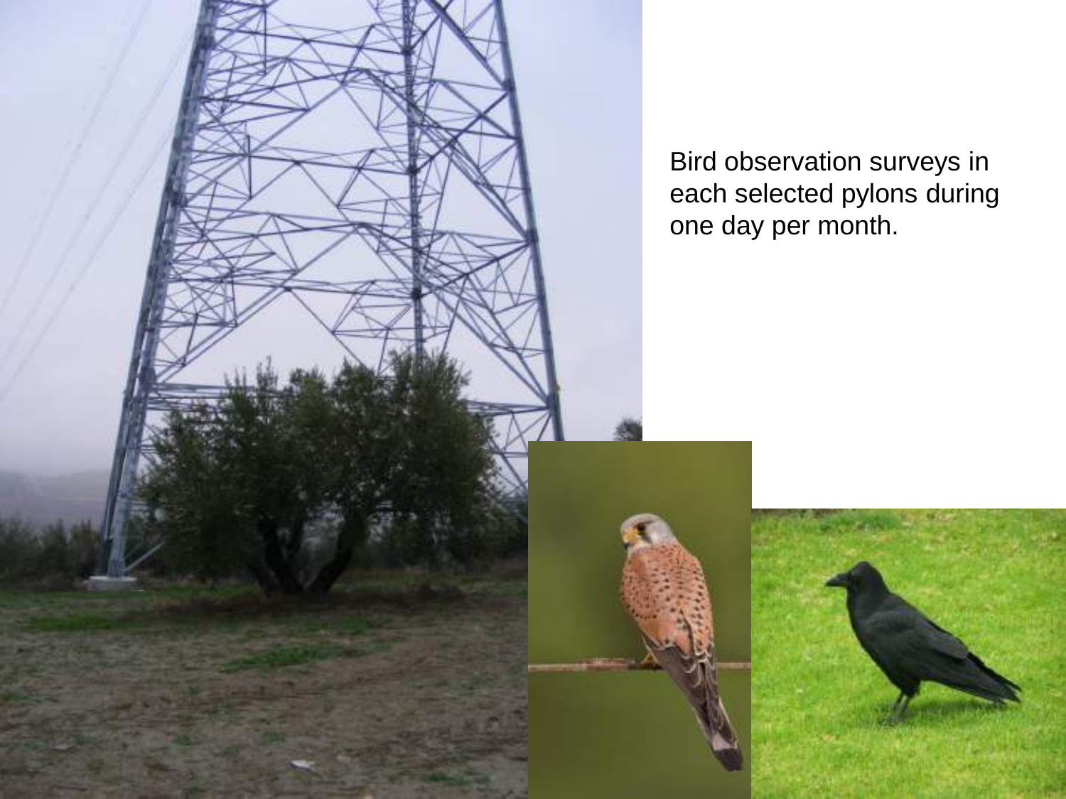Bird observation surveys in each selected pylons during one day per month.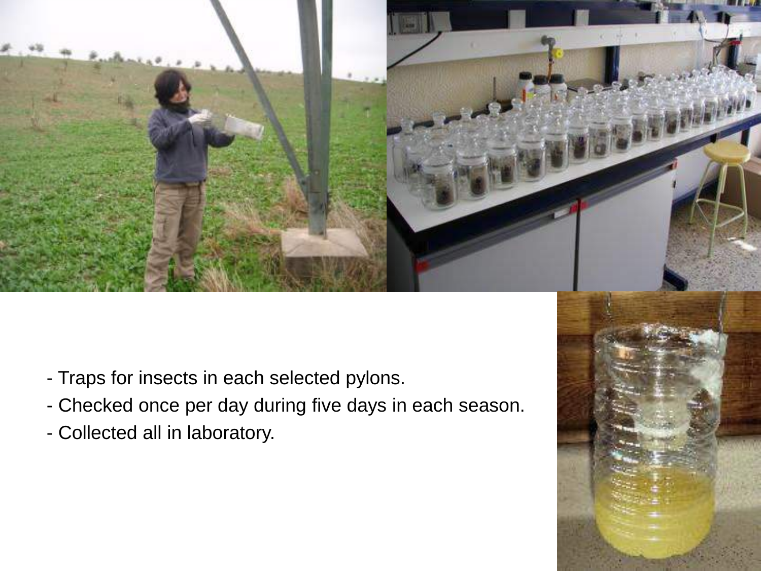- Traps for insects in each selected pylons.
- Checked once per day during five days in each season.
- Collected all in laboratory.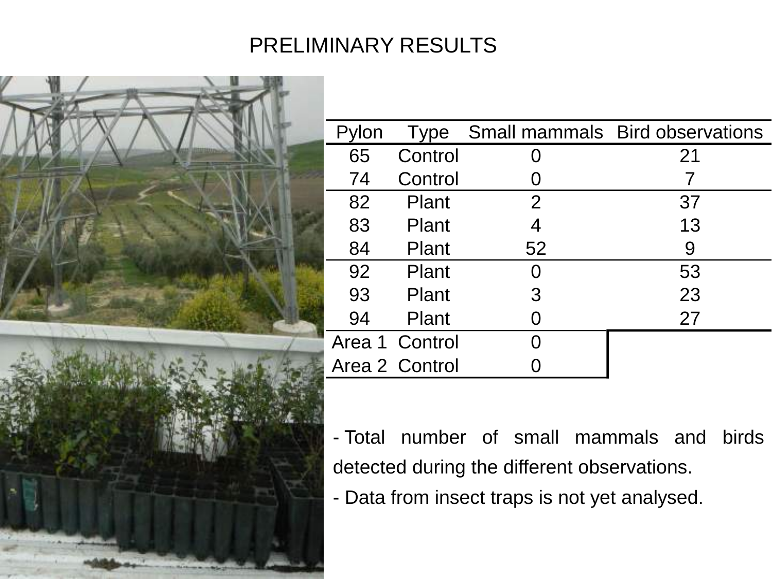# PRELIMINARY RESULTS

| Pylon | Type | Small mammals | Bird observations |
|---|---|---|---|
| 65 | Control | 0 | 21 |
| 74 | Control | 0 | 7 |
| 82 | Plant | 2 | 37 |
| 83 | Plant | 4 | 13 |
| 84 | Plant | 52 | 9 |
| 92 | Plant | 0 | 53 |
| 93 | Plant | 3 | 23 |
| 94 | Plant | 0 | 27 |
| Area 1 | Control | 0 | |
| Area 2 | Control | 0 | |

- Total number of small mammals and birds detected during the different observations.
- Data from insect traps is not yet analysed.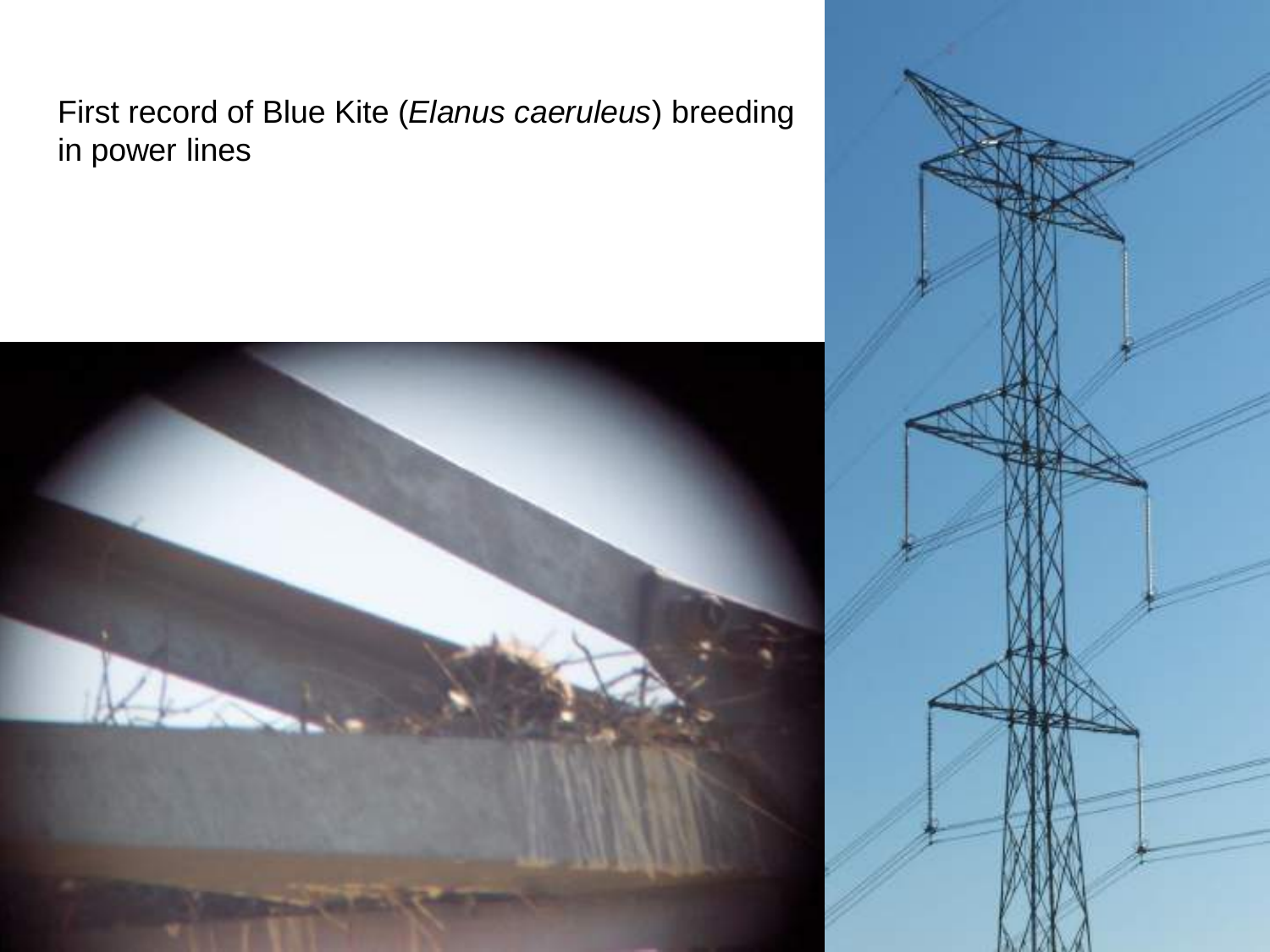First record of Blue Kite (*Elanus caeruleus*) breeding in power lines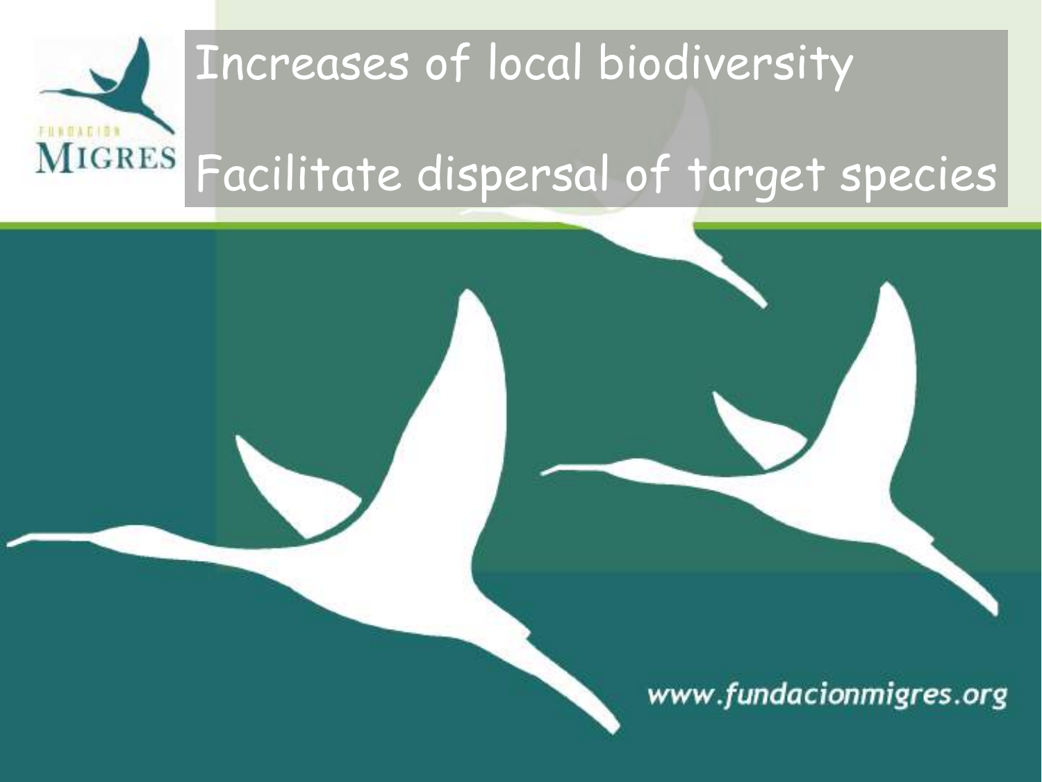Increases of local biodiversity

Facilitate dispersal of target species

FUNDACIÓN MIGRES

www.fundacionmigres.org